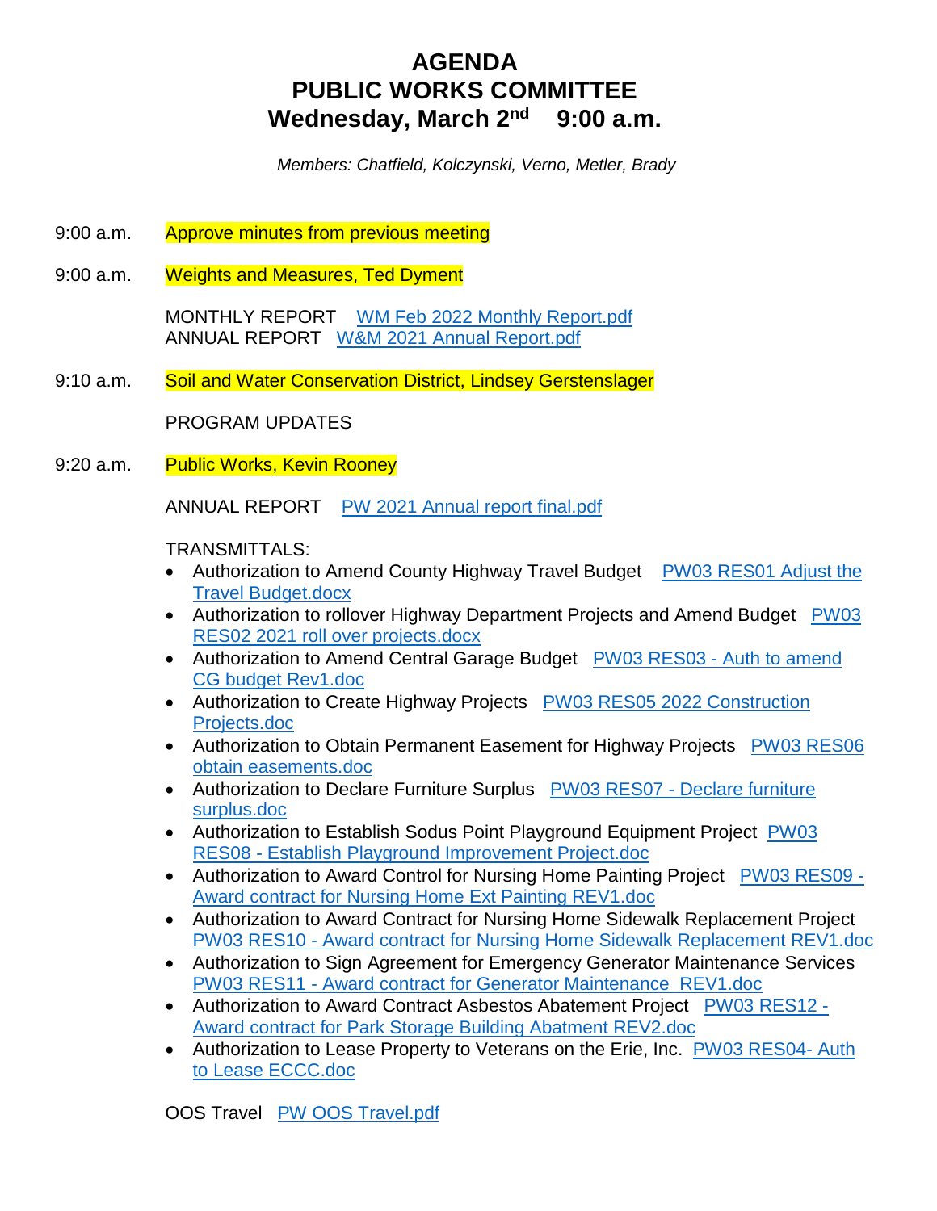# AGENDA
# PUBLIC WORKS COMMITTEE
# Wednesday, March 2nd 9:00 a.m.

*Members: Chatfield, Kolczynski, Verno, Metler, Brady*

9:00 a.m. Approve minutes from previous meeting

9:00 a.m. Weights and Measures, Ted Dyment

MONTHLY REPORT WM Feb 2022 Monthly Report.pdf
ANNUAL REPORT W&M 2021 Annual Report.pdf

9:10 a.m. Soil and Water Conservation District, Lindsey Gerstenslager

PROGRAM UPDATES

9:20 a.m. Public Works, Kevin Rooney

ANNUAL REPORT PW 2021 Annual report final.pdf

TRANSMITTALS:

- Authorization to Amend County Highway Travel Budget PW03 RES01 Adjust the Travel Budget.docx
- Authorization to rollover Highway Department Projects and Amend Budget PW03 RES02 2021 roll over projects.docx
- Authorization to Amend Central Garage Budget PW03 RES03 - Auth to amend CG budget Rev1.doc
- Authorization to Create Highway Projects PW03 RES05 2022 Construction Projects.doc
- Authorization to Obtain Permanent Easement for Highway Projects PW03 RES06 obtain easements.doc
- Authorization to Declare Furniture Surplus PW03 RES07 - Declare furniture surplus.doc
- Authorization to Establish Sodus Point Playground Equipment Project PW03 RES08 - Establish Playground Improvement Project.doc
- Authorization to Award Control for Nursing Home Painting Project PW03 RES09 - Award contract for Nursing Home Ext Painting REV1.doc
- Authorization to Award Contract for Nursing Home Sidewalk Replacement Project PW03 RES10 - Award contract for Nursing Home Sidewalk Replacement REV1.doc
- Authorization to Sign Agreement for Emergency Generator Maintenance Services PW03 RES11 - Award contract for Generator Maintenance REV1.doc
- Authorization to Award Contract Asbestos Abatement Project PW03 RES12 - Award contract for Park Storage Building Abatment REV2.doc
- Authorization to Lease Property to Veterans on the Erie, Inc. PW03 RES04- Auth to Lease ECCC.doc

OOS Travel PW OOS Travel.pdf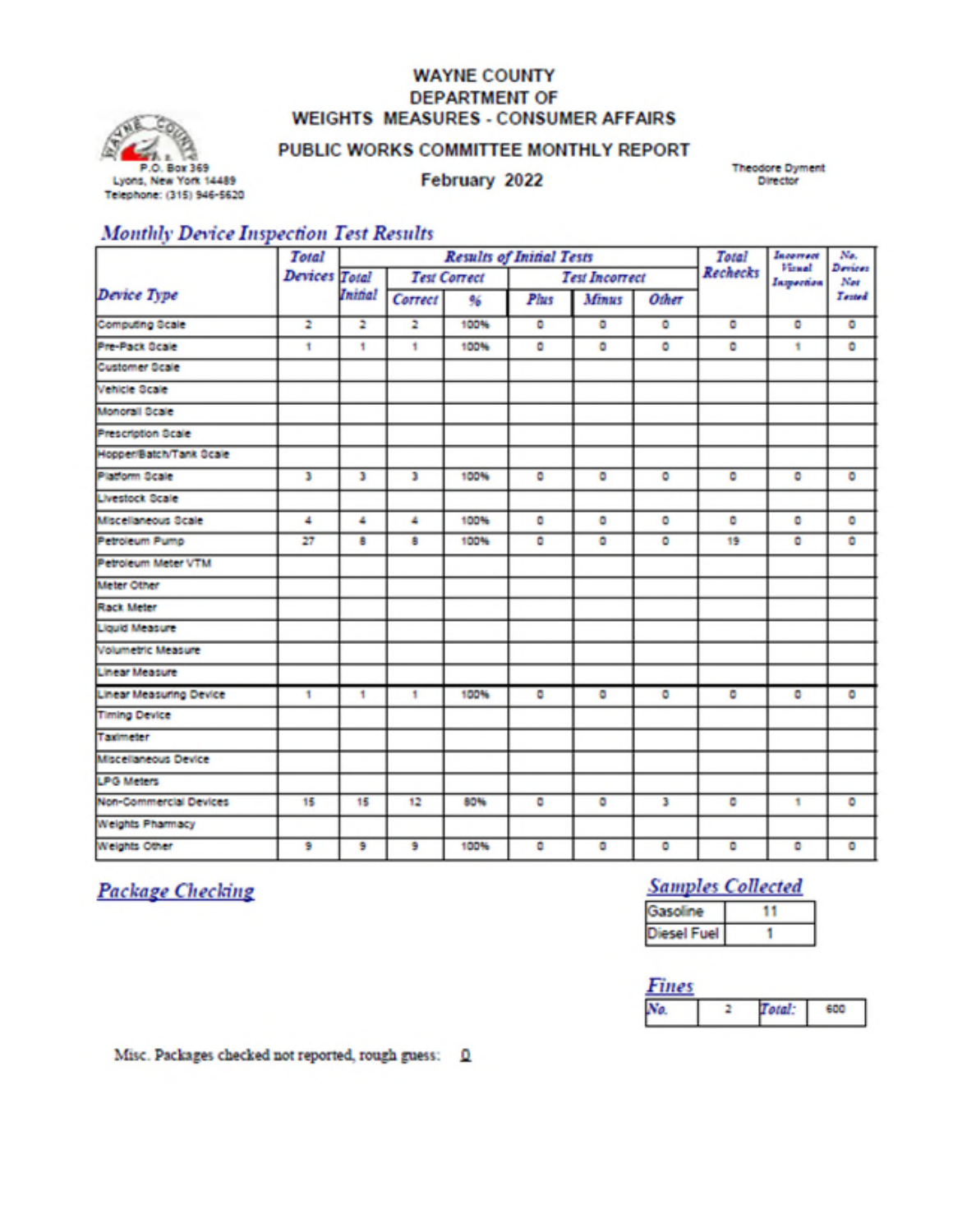# WAYNE COUNTY
# DEPARTMENT OF
# WEIGHTS MEASURES - CONSUMER AFFAIRS

## PUBLIC WORKS COMMITTEE MONTHLY REPORT

## February 2022

P.O. Box 369
Lyons, New York 14489
Telephone: (315) 946-5620

Theodore Dyment
Director

## *Monthly Device Inspection Test Results*

| Device Type | Total Devices | Results of Initial Tests | | | | | | Total Rechecks | Incorrect Visual Inspection | No. Devices Not Tested |
|---|---|---|---|---|---|---|---|---|---|---|
| | | Total Initial | Test Correct | | Test Incorrect | | | | | |
| | | | Correct | % | Plus | Minus | Other | | | |
| Computing Scale | 2 | 2 | 2 | 100% | 0 | 0 | 0 | 0 | 0 | 0 |
| Pre-Pack Scale | 1 | 1 | 1 | 100% | 0 | 0 | 0 | 0 | 1 | 0 |
| Customer Scale | | | | | | | | | | |
| Vehicle Scale | | | | | | | | | | |
| Monorail Scale | | | | | | | | | | |
| Prescription Scale | | | | | | | | | | |
| Hopper/Batch/Tank Scale | | | | | | | | | | |
| Platform Scale | 3 | 3 | 3 | 100% | 0 | 0 | 0 | 0 | 0 | 0 |
| Livestock Scale | | | | | | | | | | |
| Miscellaneous Scale | 4 | 4 | 4 | 100% | 0 | 0 | 0 | 0 | 0 | 0 |
| Petroleum Pump | 27 | 8 | 8 | 100% | 0 | 0 | 0 | 19 | 0 | 0 |
| Petroleum Meter VTM | | | | | | | | | | |
| Meter Other | | | | | | | | | | |
| Rack Meter | | | | | | | | | | |
| Liquid Measure | | | | | | | | | | |
| Volumetric Measure | | | | | | | | | | |
| Linear Measure | | | | | | | | | | |
| Linear Measuring Device | 1 | 1 | 1 | 100% | 0 | 0 | 0 | 0 | 0 | 0 |
| Timing Device | | | | | | | | | | |
| Taximeter | | | | | | | | | | |
| Miscellaneous Device | | | | | | | | | | |
| LPG Meters | | | | | | | | | | |
| Non-Commercial Devices | 15 | 15 | 12 | 80% | 0 | 0 | 3 | 0 | 1 | 0 |
| Weights Pharmacy | | | | | | | | | | |
| Weights Other | 9 | 9 | 9 | 100% | 0 | 0 | 0 | 0 | 0 | 0 |

## Package Checking

## Samples Collected

| Gasoline | 11 |
|---|---|
| Diesel Fuel | 1 |

## Fines

| No. | 2 | Total: | 600 |
|---|---|---|---|

Misc. Packages checked not reported, rough guess: 0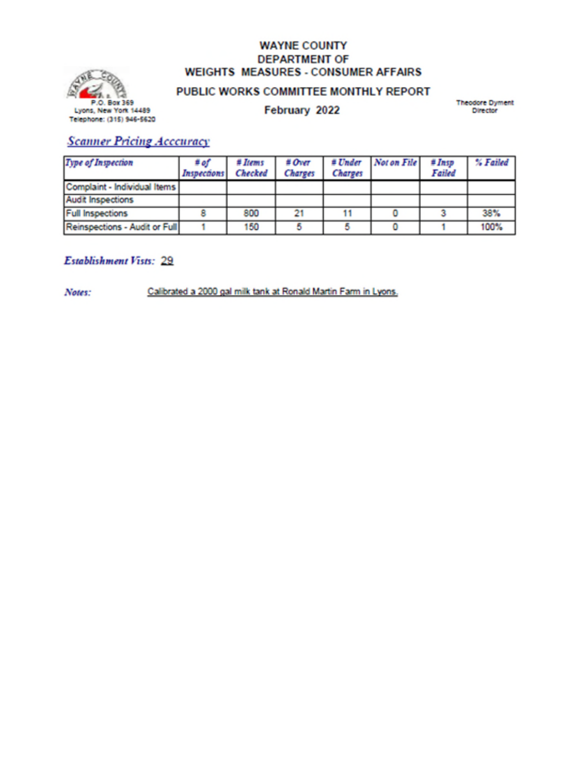P.O. Box 369
Lyons, New York 14489
Telephone: (315) 946-5620

# WAYNE COUNTY DEPARTMENT OF WEIGHTS MEASURES - CONSUMER AFFAIRS

## PUBLIC WORKS COMMITTEE MONTHLY REPORT

## February 2022

Theodore Dyment
Director

### *Scanner Pricing Acccuracy*

| *Type of Inspection* | *# of Inspections* | *# Items Checked* | *# Over Charges* | *# Under Charges* | *Not on File* | *# Insp Failed* | *% Failed* |
|---|---|---|---|---|---|---|---|
| Complaint - Individual Items | | | | | | | |
| Audit Inspections | | | | | | | |
| Full Inspections | 8 | 800 | 21 | 11 | 0 | 3 | 38% |
| Reinspections - Audit or Full | 1 | 150 | 5 | 5 | 0 | 1 | 100% |

***Establishment Visits:*** 29

***Notes:*** Calibrated a 2000 gal milk tank at Ronald Martin Farm in Lyons.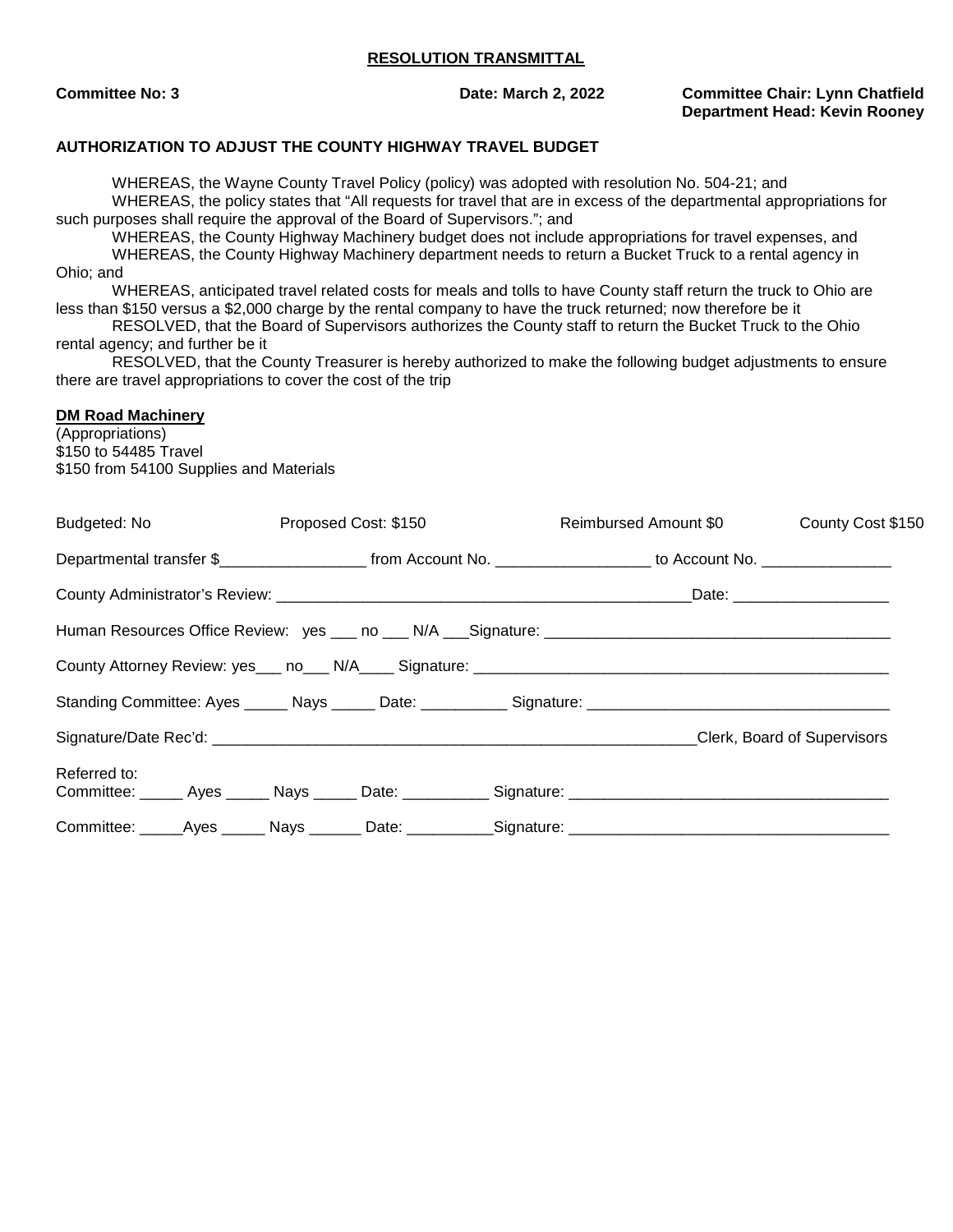**RESOLUTION TRANSMITTAL**

**Committee No: 3** **Date: March 2, 2022** **Committee Chair: Lynn Chatfield**
**Department Head: Kevin Rooney**

**AUTHORIZATION TO ADJUST THE COUNTY HIGHWAY TRAVEL BUDGET**

WHEREAS, the Wayne County Travel Policy (policy) was adopted with resolution No. 504-21; and

WHEREAS, the policy states that "All requests for travel that are in excess of the departmental appropriations for such purposes shall require the approval of the Board of Supervisors."; and

WHEREAS, the County Highway Machinery budget does not include appropriations for travel expenses, and

WHEREAS, the County Highway Machinery department needs to return a Bucket Truck to a rental agency in Ohio; and

WHEREAS, anticipated travel related costs for meals and tolls to have County staff return the truck to Ohio are less than $150 versus a $2,000 charge by the rental company to have the truck returned; now therefore be it

RESOLVED, that the Board of Supervisors authorizes the County staff to return the Bucket Truck to the Ohio rental agency; and further be it

RESOLVED, that the County Treasurer is hereby authorized to make the following budget adjustments to ensure there are travel appropriations to cover the cost of the trip

**DM Road Machinery**
(Appropriations)
$150 to 54485 Travel
$150 from 54100 Supplies and Materials

Budgeted: No Proposed Cost: $150 Reimbursed Amount $0 County Cost $150

Departmental transfer $_________________ from Account No. _________________ to Account No. _______________

County Administrator's Review: ________________________________________________Date: __________________

Human Resources Office Review: yes ___ no ___ N/A ___Signature: _______________________________________

County Attorney Review: yes___ no___ N/A____ Signature: _______________________________________________

Standing Committee: Ayes _____ Nays _____ Date: __________ Signature: __________________________________

Signature/Date Rec'd: ________________________________________________________Clerk, Board of Supervisors

Referred to:
Committee: _____ Ayes _____ Nays _____ Date: __________ Signature: ____________________________________

Committee: _____Ayes _____ Nays ______ Date: __________Signature: ____________________________________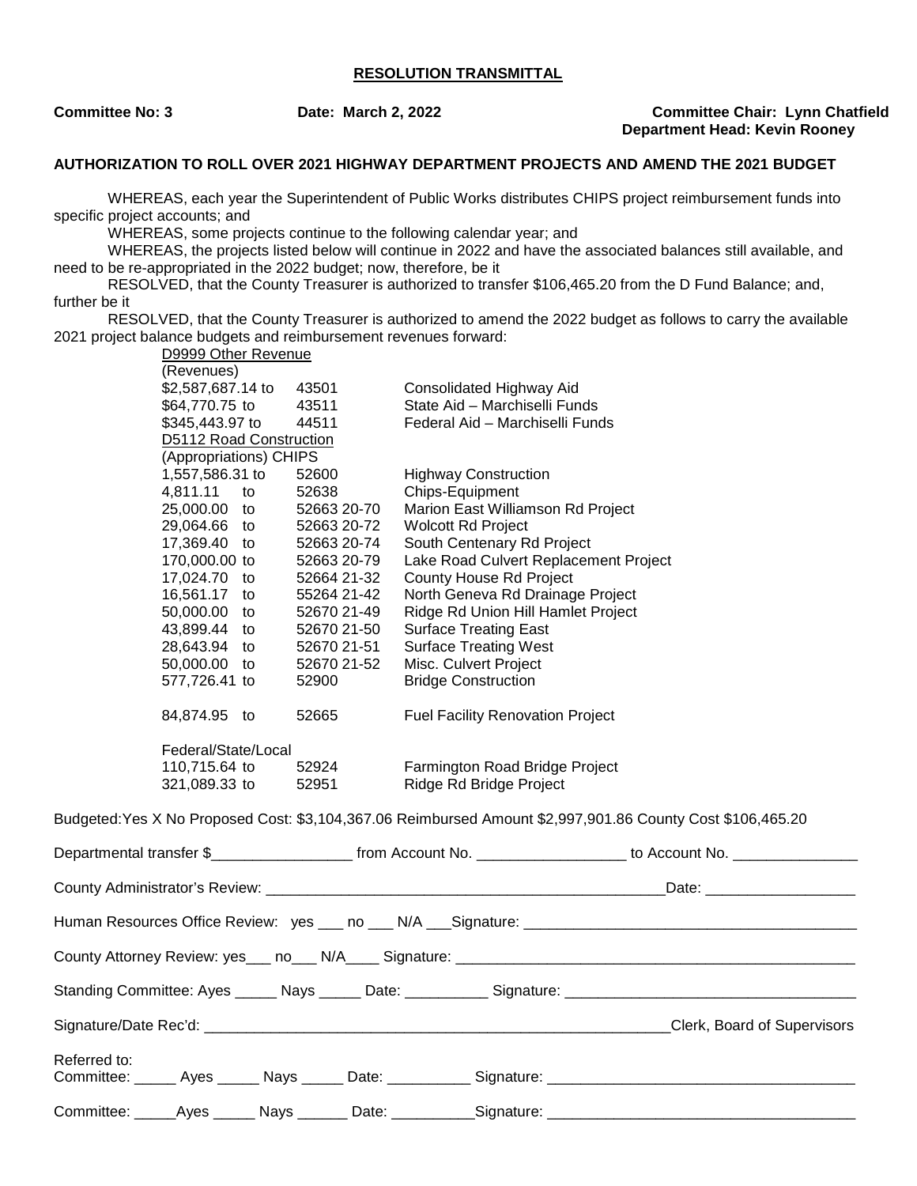## RESOLUTION TRANSMITTAL

**Committee No: 3** **Date: March 2, 2022** **Committee Chair: Lynn Chatfield**
**Department Head: Kevin Rooney**

### AUTHORIZATION TO ROLL OVER 2021 HIGHWAY DEPARTMENT PROJECTS AND AMEND THE 2021 BUDGET

WHEREAS, each year the Superintendent of Public Works distributes CHIPS project reimbursement funds into specific project accounts; and

WHEREAS, some projects continue to the following calendar year; and

WHEREAS, the projects listed below will continue in 2022 and have the associated balances still available, and need to be re-appropriated in the 2022 budget; now, therefore, be it

RESOLVED, that the County Treasurer is authorized to transfer $106,465.20 from the D Fund Balance; and, further be it

RESOLVED, that the County Treasurer is authorized to amend the 2022 budget as follows to carry the available 2021 project balance budgets and reimbursement revenues forward:

D9999 Other Revenue
(Revenues)

| Amount | Account | Description |
|---|---|---|
| $2,587,687.14 to | 43501 | Consolidated Highway Aid |
| $64,770.75 to | 43511 | State Aid – Marchiselli Funds |
| $345,443.97 to | 44511 | Federal Aid – Marchiselli Funds |

D5112 Road Construction
(Appropriations) CHIPS

| Amount | Account | Description |
|---|---|---|
| 1,557,586.31 to | 52600 | Highway Construction |
| 4,811.11 to | 52638 | Chips-Equipment |
| 25,000.00 to | 52663 20-70 | Marion East Williamson Rd Project |
| 29,064.66 to | 52663 20-72 | Wolcott Rd Project |
| 17,369.40 to | 52663 20-74 | South Centenary Rd Project |
| 170,000.00 to | 52663 20-79 | Lake Road Culvert Replacement Project |
| 17,024.70 to | 52664 21-32 | County House Rd Project |
| 16,561.17 to | 55264 21-42 | North Geneva Rd Drainage Project |
| 50,000.00 to | 52670 21-49 | Ridge Rd Union Hill Hamlet Project |
| 43,899.44 to | 52670 21-50 | Surface Treating East |
| 28,643.94 to | 52670 21-51 | Surface Treating West |
| 50,000.00 to | 52670 21-52 | Misc. Culvert Project |
| 577,726.41 to | 52900 | Bridge Construction |
| 84,874.95 to | 52665 | Fuel Facility Renovation Project |

Federal/State/Local

| Amount | Account | Description |
|---|---|---|
| 110,715.64 to | 52924 | Farmington Road Bridge Project |
| 321,089.33 to | 52951 | Ridge Rd Bridge Project |

Budgeted:Yes X No Proposed Cost: $3,104,367.06 Reimbursed Amount $2,997,901.86 County Cost $106,465.20

Departmental transfer $_________________ from Account No. __________________ to Account No. _______________

County Administrator's Review: ___________________________________________________Date: __________________

Human Resources Office Review: yes ___ no ___ N/A ___Signature: ________________________________________

County Attorney Review: yes___ no___ N/A____ Signature: _______________________________________________

Standing Committee: Ayes _____ Nays _____ Date: __________ Signature: __________________________________

Signature/Date Rec'd: __________________________________________________________Clerk, Board of Supervisors

Referred to:
Committee: _____ Ayes _____ Nays _____ Date: __________ Signature: ____________________________________

Committee: _____Ayes _____ Nays ______ Date: __________Signature: ____________________________________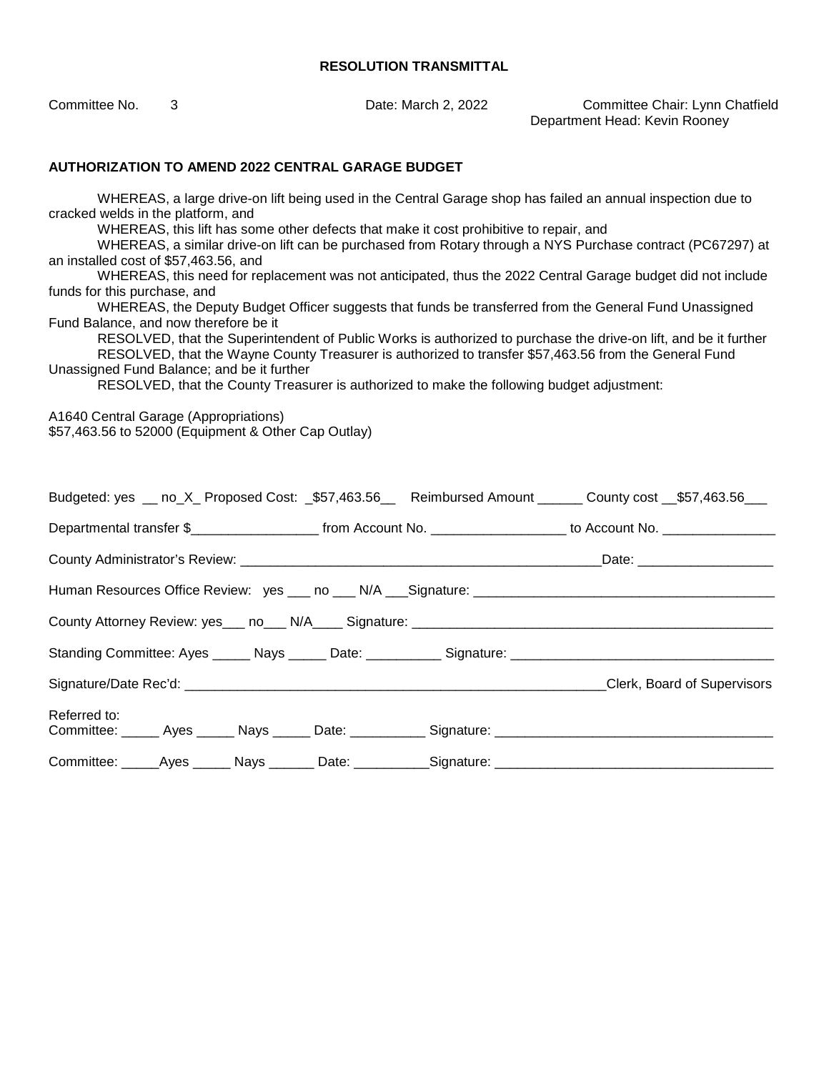**RESOLUTION TRANSMITTAL**

Committee No. 3 Date: March 2, 2022 Committee Chair: Lynn Chatfield
Department Head: Kevin Rooney

**AUTHORIZATION TO AMEND 2022 CENTRAL GARAGE BUDGET**

WHEREAS, a large drive-on lift being used in the Central Garage shop has failed an annual inspection due to cracked welds in the platform, and

WHEREAS, this lift has some other defects that make it cost prohibitive to repair, and

WHEREAS, a similar drive-on lift can be purchased from Rotary through a NYS Purchase contract (PC67297) at an installed cost of $57,463.56, and

WHEREAS, this need for replacement was not anticipated, thus the 2022 Central Garage budget did not include funds for this purchase, and

WHEREAS, the Deputy Budget Officer suggests that funds be transferred from the General Fund Unassigned Fund Balance, and now therefore be it

RESOLVED, that the Superintendent of Public Works is authorized to purchase the drive-on lift, and be it further

RESOLVED, that the Wayne County Treasurer is authorized to transfer $57,463.56 from the General Fund Unassigned Fund Balance; and be it further

RESOLVED, that the County Treasurer is authorized to make the following budget adjustment:

A1640 Central Garage (Appropriations)
$57,463.56 to 52000 (Equipment & Other Cap Outlay)

Budgeted: yes __ no_X_ Proposed Cost: _$57,463.56__ Reimbursed Amount ______ County cost __$57,463.56___

Departmental transfer $_________________ from Account No. __________________ to Account No. _______________

County Administrator's Review: __________________________________________________Date: __________________

Human Resources Office Review: yes ___ no ___ N/A ___Signature: ________________________________________

County Attorney Review: yes___ no___ N/A____ Signature: _________________________________________________

Standing Committee: Ayes _____ Nays _____ Date: __________ Signature: ___________________________________

Signature/Date Rec'd: __________________________________________________________Clerk, Board of Supervisors

Referred to:
Committee: _____ Ayes _____ Nays _____ Date: __________ Signature: ____________________________________

Committee: _____Ayes _____ Nays ______ Date: __________Signature: ____________________________________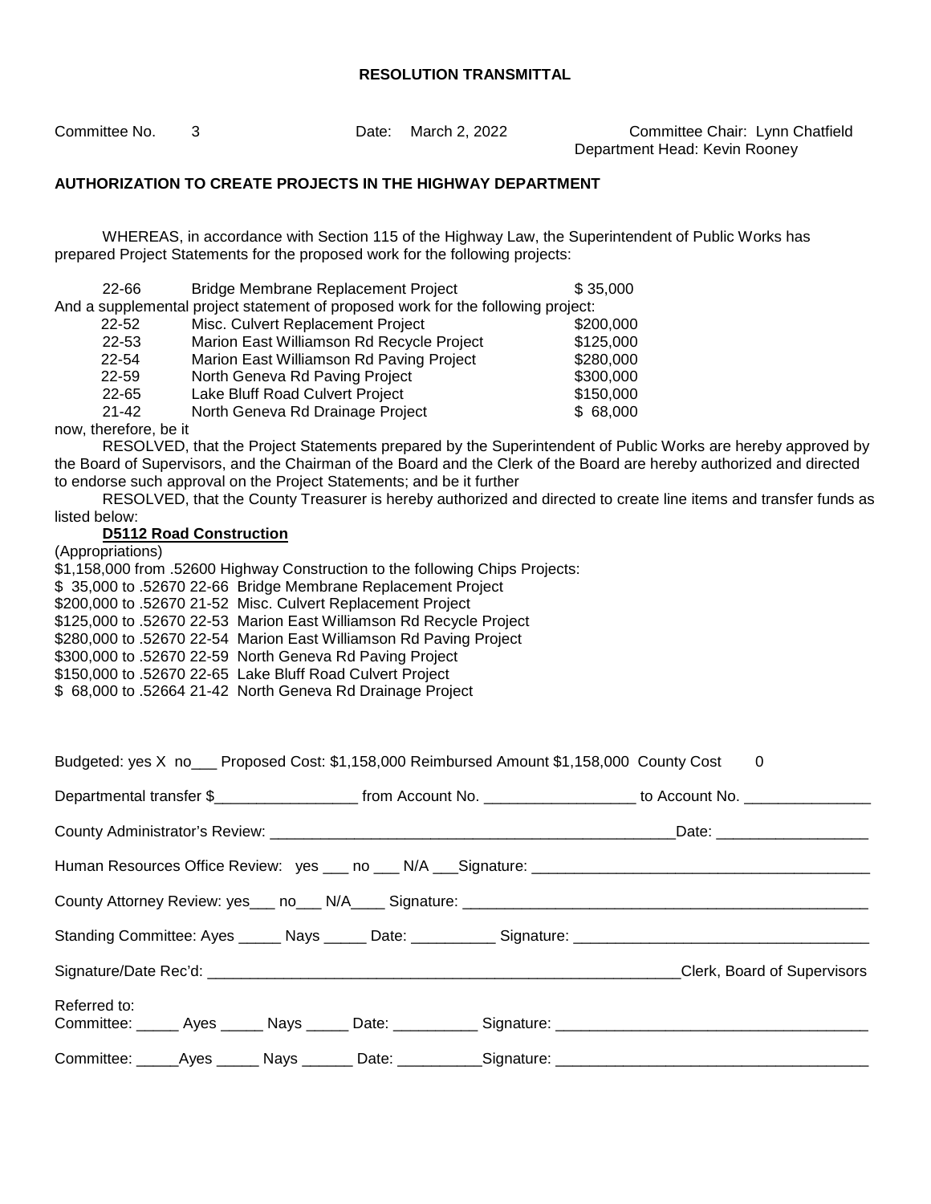## RESOLUTION TRANSMITTAL

Committee No. 3 Date: March 2, 2022 Committee Chair: Lynn Chatfield
Department Head: Kevin Rooney

**AUTHORIZATION TO CREATE PROJECTS IN THE HIGHWAY DEPARTMENT**

WHEREAS, in accordance with Section 115 of the Highway Law, the Superintendent of Public Works has prepared Project Statements for the proposed work for the following projects:

| | | |
|---|---|---|
| 22-66 | Bridge Membrane Replacement Project | $ 35,000 |

And a supplemental project statement of proposed work for the following project:

| | | |
|---|---|---|
| 22-52 | Misc. Culvert Replacement Project | $200,000 |
| 22-53 | Marion East Williamson Rd Recycle Project | $125,000 |
| 22-54 | Marion East Williamson Rd Paving Project | $280,000 |
| 22-59 | North Geneva Rd Paving Project | $300,000 |
| 22-65 | Lake Bluff Road Culvert Project | $150,000 |
| 21-42 | North Geneva Rd Drainage Project | $ 68,000 |

now, therefore, be it

RESOLVED, that the Project Statements prepared by the Superintendent of Public Works are hereby approved by the Board of Supervisors, and the Chairman of the Board and the Clerk of the Board are hereby authorized and directed to endorse such approval on the Project Statements; and be it further

RESOLVED, that the County Treasurer is hereby authorized and directed to create line items and transfer funds as listed below:

**D5112 Road Construction**

(Appropriations)
$1,158,000 from .52600 Highway Construction to the following Chips Projects:
$ 35,000 to .52670 22-66 Bridge Membrane Replacement Project
$200,000 to .52670 21-52 Misc. Culvert Replacement Project
$125,000 to .52670 22-53 Marion East Williamson Rd Recycle Project
$280,000 to .52670 22-54 Marion East Williamson Rd Paving Project
$300,000 to .52670 22-59 North Geneva Rd Paving Project
$150,000 to .52670 22-65 Lake Bluff Road Culvert Project
$ 68,000 to .52664 21-42 North Geneva Rd Drainage Project

Budgeted: yes X no___ Proposed Cost: $1,158,000 Reimbursed Amount $1,158,000 County Cost 0

Departmental transfer $________________ from Account No. _________________ to Account No. _______________

County Administrator's Review: _______________________________________________Date: _________________

Human Resources Office Review: yes ___ no ___ N/A ___Signature: ______________________________________

County Attorney Review: yes___ no___ N/A____ Signature: ______________________________________________

Standing Committee: Ayes _____ Nays _____ Date: __________ Signature: ________________________________

Signature/Date Rec'd: ______________________________________________________Clerk, Board of Supervisors

Referred to:
Committee: _____ Ayes _____ Nays _____ Date: __________ Signature: __________________________________

Committee: _____Ayes _____ Nays ______ Date: __________Signature: __________________________________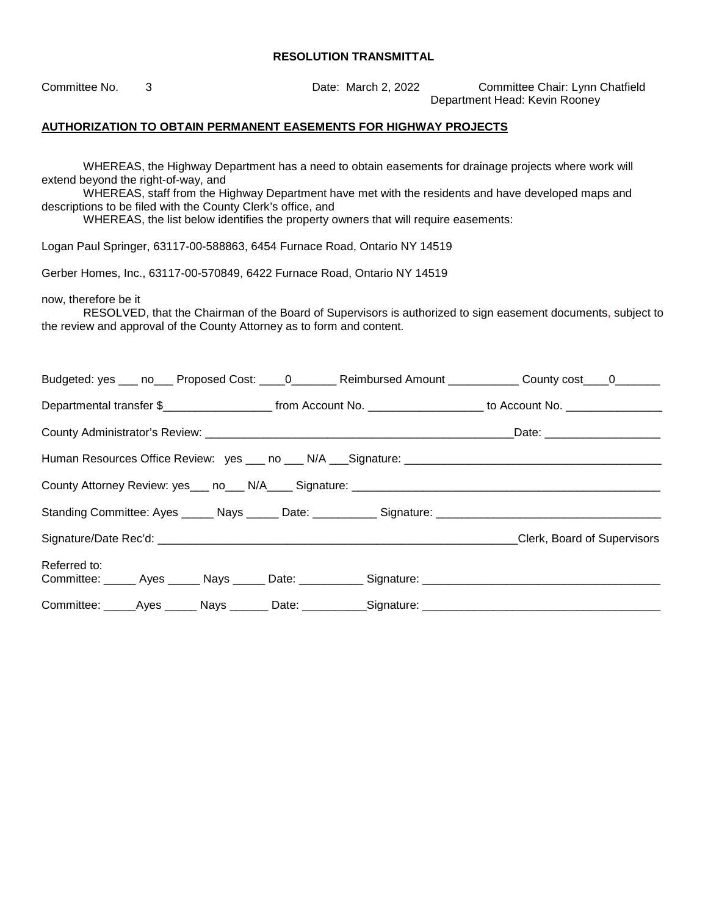**RESOLUTION TRANSMITTAL**

Committee No. 3 Date: March 2, 2022 Committee Chair: Lynn Chatfield
Department Head: Kevin Rooney

**AUTHORIZATION TO OBTAIN PERMANENT EASEMENTS FOR HIGHWAY PROJECTS**

WHEREAS, the Highway Department has a need to obtain easements for drainage projects where work will extend beyond the right-of-way, and

WHEREAS, staff from the Highway Department have met with the residents and have developed maps and descriptions to be filed with the County Clerk's office, and

WHEREAS, the list below identifies the property owners that will require easements:

Logan Paul Springer, 63117-00-588863, 6454 Furnace Road, Ontario NY 14519

Gerber Homes, Inc., 63117-00-570849, 6422 Furnace Road, Ontario NY 14519

now, therefore be it

RESOLVED, that the Chairman of the Board of Supervisors is authorized to sign easement documents, subject to the review and approval of the County Attorney as to form and content.

Budgeted: yes ___ no___ Proposed Cost: ____0_______ Reimbursed Amount ___________ County cost____0_______

Departmental transfer $_________________ from Account No. __________________ to Account No. _______________

County Administrator's Review: _________________________________________________Date: __________________

Human Resources Office Review: yes ___ no ___ N/A ___Signature: ________________________________________

County Attorney Review: yes___ no___ N/A____ Signature: _________________________________________________

Standing Committee: Ayes _____ Nays _____ Date: __________ Signature: ___________________________________

Signature/Date Rec'd: _________________________________________________________Clerk, Board of Supervisors

Referred to:
Committee: _____ Ayes _____ Nays _____ Date: __________ Signature: ____________________________________

Committee: _____Ayes _____ Nays ______ Date: __________Signature: ____________________________________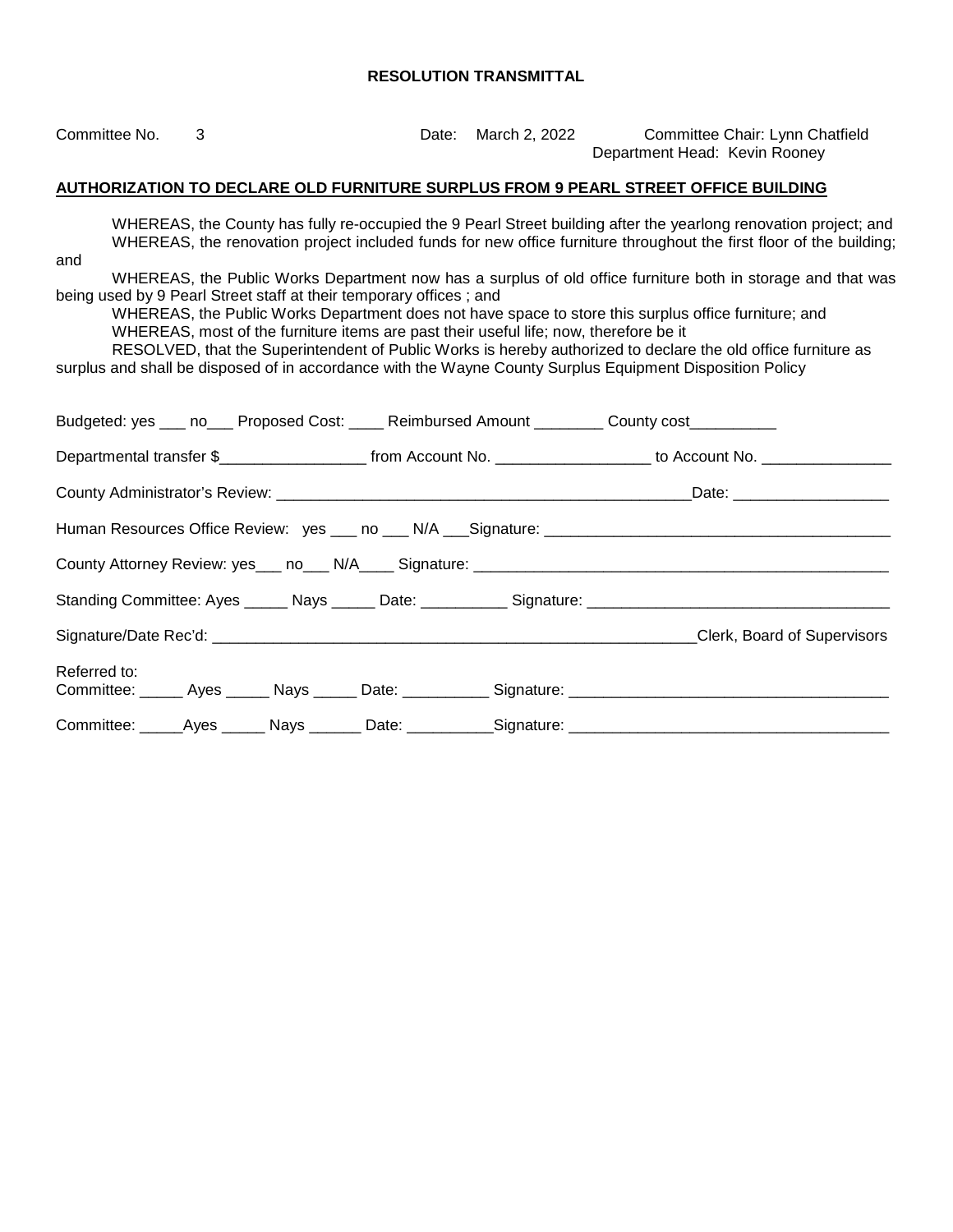**RESOLUTION TRANSMITTAL**

Committee No. 3 Date: March 2, 2022 Committee Chair: Lynn Chatfield
Department Head: Kevin Rooney

**AUTHORIZATION TO DECLARE OLD FURNITURE SURPLUS FROM 9 PEARL STREET OFFICE BUILDING**

WHEREAS, the County has fully re-occupied the 9 Pearl Street building after the yearlong renovation project; and

WHEREAS, the renovation project included funds for new office furniture throughout the first floor of the building; and

WHEREAS, the Public Works Department now has a surplus of old office furniture both in storage and that was being used by 9 Pearl Street staff at their temporary offices ; and

WHEREAS, the Public Works Department does not have space to store this surplus office furniture; and

WHEREAS, most of the furniture items are past their useful life; now, therefore be it

RESOLVED, that the Superintendent of Public Works is hereby authorized to declare the old office furniture as surplus and shall be disposed of in accordance with the Wayne County Surplus Equipment Disposition Policy

Budgeted: yes ___ no___ Proposed Cost: ____ Reimbursed Amount ________ County cost__________

Departmental transfer $_________________ from Account No. __________________ to Account No. _______________

County Administrator's Review: __________________________________________________Date: __________________

Human Resources Office Review: yes ___ no ___ N/A ___Signature: ________________________________________

County Attorney Review: yes___ no___ N/A____ Signature: _________________________________________________

Standing Committee: Ayes _____ Nays _____ Date: __________ Signature: ___________________________________

Signature/Date Rec'd: __________________________________________________________Clerk, Board of Supervisors

Referred to:
Committee: _____ Ayes _____ Nays _____ Date: __________ Signature: ____________________________________

Committee: _____Ayes _____ Nays ______ Date: __________Signature: ____________________________________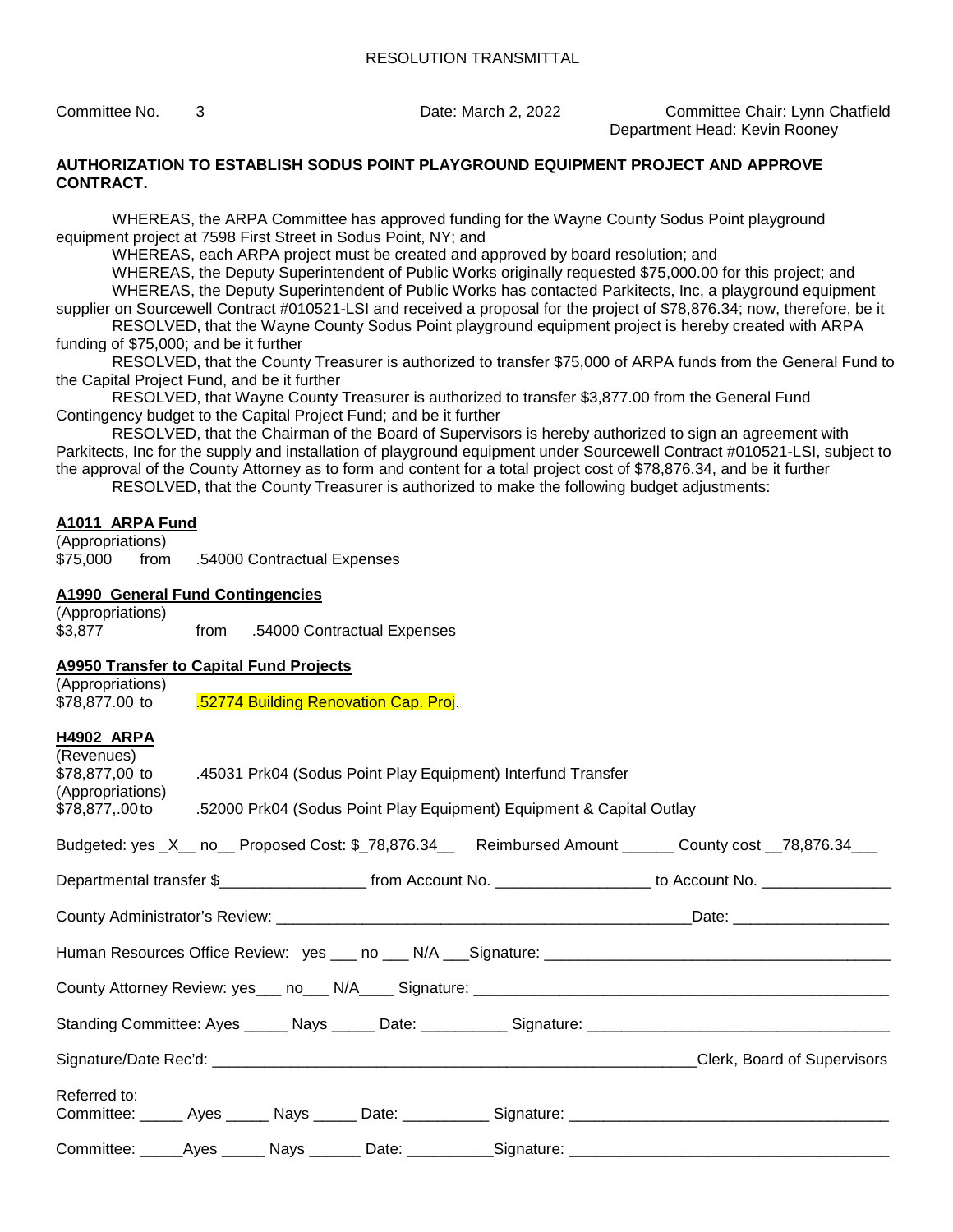RESOLUTION TRANSMITTAL

Committee No. 3 Date: March 2, 2022 Committee Chair: Lynn Chatfield
Department Head: Kevin Rooney

**AUTHORIZATION TO ESTABLISH SODUS POINT PLAYGROUND EQUIPMENT PROJECT AND APPROVE CONTRACT.**

WHEREAS, the ARPA Committee has approved funding for the Wayne County Sodus Point playground equipment project at 7598 First Street in Sodus Point, NY; and

WHEREAS, each ARPA project must be created and approved by board resolution; and

WHEREAS, the Deputy Superintendent of Public Works originally requested $75,000.00 for this project; and

WHEREAS, the Deputy Superintendent of Public Works has contacted Parkitects, Inc, a playground equipment supplier on Sourcewell Contract #010521-LSI and received a proposal for the project of $78,876.34; now, therefore, be it

RESOLVED, that the Wayne County Sodus Point playground equipment project is hereby created with ARPA funding of $75,000; and be it further

RESOLVED, that the County Treasurer is authorized to transfer $75,000 of ARPA funds from the General Fund to the Capital Project Fund, and be it further

RESOLVED, that Wayne County Treasurer is authorized to transfer $3,877.00 from the General Fund Contingency budget to the Capital Project Fund; and be it further

RESOLVED, that the Chairman of the Board of Supervisors is hereby authorized to sign an agreement with Parkitects, Inc for the supply and installation of playground equipment under Sourcewell Contract #010521-LSI, subject to the approval of the County Attorney as to form and content for a total project cost of $78,876.34, and be it further

RESOLVED, that the County Treasurer is authorized to make the following budget adjustments:

**A1011 ARPA Fund**
(Appropriations)
$75,000 from .54000 Contractual Expenses

**A1990 General Fund Contingencies**
(Appropriations)
$3,877 from .54000 Contractual Expenses

**A9950 Transfer to Capital Fund Projects**
(Appropriations)
$78,877.00 to .52774 Building Renovation Cap. Proj.

**H4902 ARPA**
(Revenues)
$78,877,00 to .45031 Prk04 (Sodus Point Play Equipment) Interfund Transfer
(Appropriations)
$78,877,.00 to .52000 Prk04 (Sodus Point Play Equipment) Equipment & Capital Outlay

Budgeted: yes _X__ no__ Proposed Cost: $_78,876.34__ Reimbursed Amount ______ County cost __78,876.34___

Departmental transfer $_________________ from Account No. _________________ to Account No. _______________

County Administrator's Review: _________________________________________________Date: __________________

Human Resources Office Review: yes ___ no ___ N/A ___Signature: ________________________________________

County Attorney Review: yes___ no___ N/A____ Signature: ______________________________________________

Standing Committee: Ayes _____ Nays _____ Date: __________ Signature: ___________________________________

Signature/Date Rec'd: _________________________________________________________Clerk, Board of Supervisors

Referred to:
Committee: _____ Ayes _____ Nays _____ Date: __________ Signature: _____________________________________

Committee: _____Ayes _____ Nays ______ Date: __________Signature: _____________________________________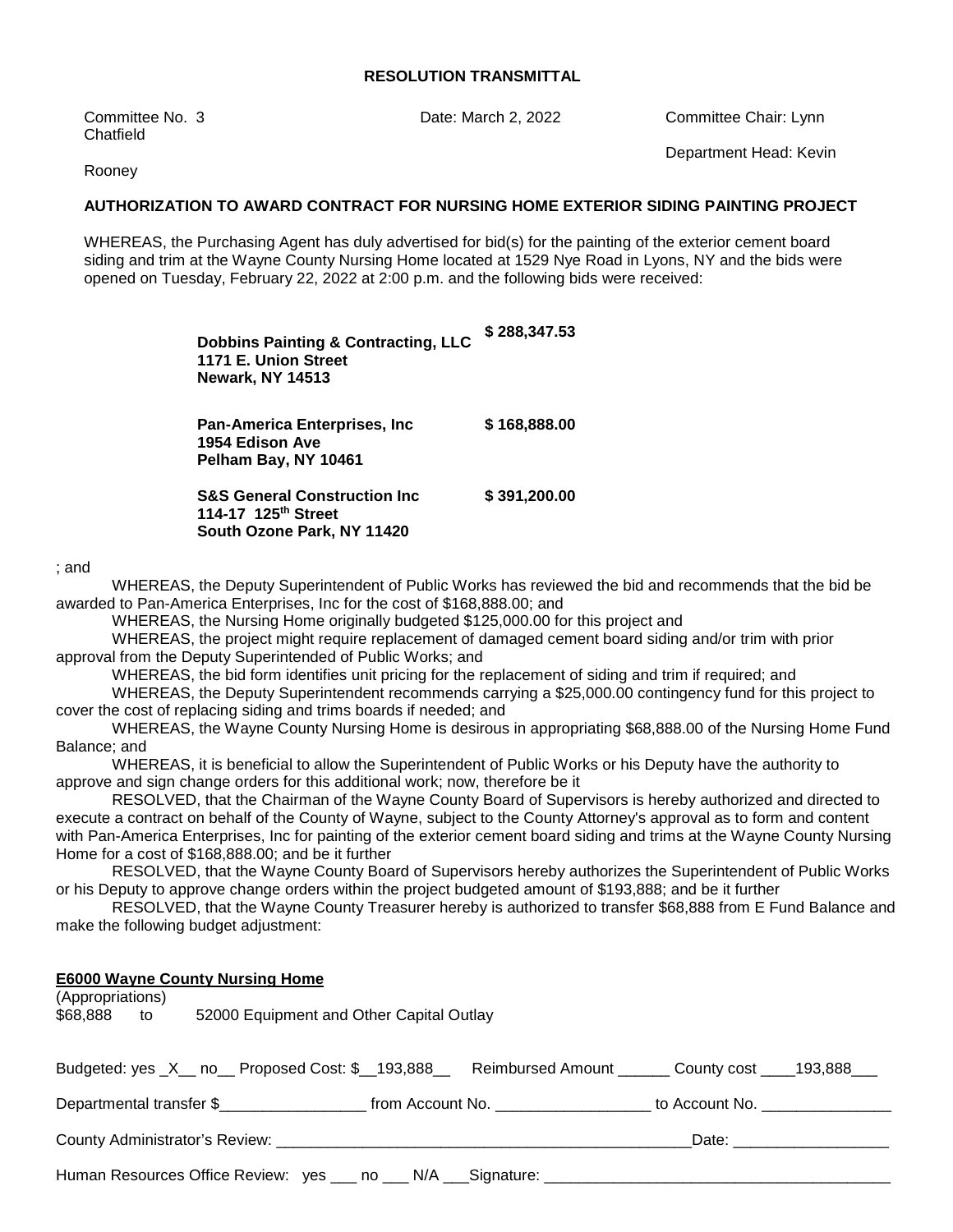**RESOLUTION TRANSMITTAL**

Committee No. 3 Date: March 2, 2022 Committee Chair: Lynn Chatfield

Department Head: Kevin Rooney

**AUTHORIZATION TO AWARD CONTRACT FOR NURSING HOME EXTERIOR SIDING PAINTING PROJECT**

WHEREAS, the Purchasing Agent has duly advertised for bid(s) for the painting of the exterior cement board siding and trim at the Wayne County Nursing Home located at 1529 Nye Road in Lyons, NY and the bids were opened on Tuesday, February 22, 2022 at 2:00 p.m. and the following bids were received:

| | |
|---|---|
| **Dobbins Painting & Contracting, LLC**<br>**1171 E. Union Street**<br>**Newark, NY 14513** | **$ 288,347.53** |
| **Pan-America Enterprises, Inc**<br>**1954 Edison Ave**<br>**Pelham Bay, NY 10461** | **$ 168,888.00** |
| **S&S General Construction Inc**<br>**114-17 125th Street**<br>**South Ozone Park, NY 11420** | **$ 391,200.00** |

; and

WHEREAS, the Deputy Superintendent of Public Works has reviewed the bid and recommends that the bid be awarded to Pan-America Enterprises, Inc for the cost of $168,888.00; and

WHEREAS, the Nursing Home originally budgeted $125,000.00 for this project and

WHEREAS, the project might require replacement of damaged cement board siding and/or trim with prior approval from the Deputy Superintended of Public Works; and

WHEREAS, the bid form identifies unit pricing for the replacement of siding and trim if required; and

WHEREAS, the Deputy Superintendent recommends carrying a $25,000.00 contingency fund for this project to cover the cost of replacing siding and trims boards if needed; and

WHEREAS, the Wayne County Nursing Home is desirous in appropriating $68,888.00 of the Nursing Home Fund Balance; and

WHEREAS, it is beneficial to allow the Superintendent of Public Works or his Deputy have the authority to approve and sign change orders for this additional work; now, therefore be it

RESOLVED, that the Chairman of the Wayne County Board of Supervisors is hereby authorized and directed to execute a contract on behalf of the County of Wayne, subject to the County Attorney's approval as to form and content with Pan-America Enterprises, Inc for painting of the exterior cement board siding and trims at the Wayne County Nursing Home for a cost of $168,888.00; and be it further

RESOLVED, that the Wayne County Board of Supervisors hereby authorizes the Superintendent of Public Works or his Deputy to approve change orders within the project budgeted amount of $193,888; and be it further

RESOLVED, that the Wayne County Treasurer hereby is authorized to transfer $68,888 from E Fund Balance and make the following budget adjustment:

**E6000 Wayne County Nursing Home**

(Appropriations)

$68,888 to 52000 Equipment and Other Capital Outlay

Budgeted: yes _X__ no__ Proposed Cost: $__193,888__ Reimbursed Amount ______ County cost ____193,888___

Departmental transfer $_________________ from Account No. _________________ to Account No. _______________

County Administrator's Review: _________________________________________________Date: __________________

Human Resources Office Review: yes ___ no ___ N/A ___Signature: _______________________________________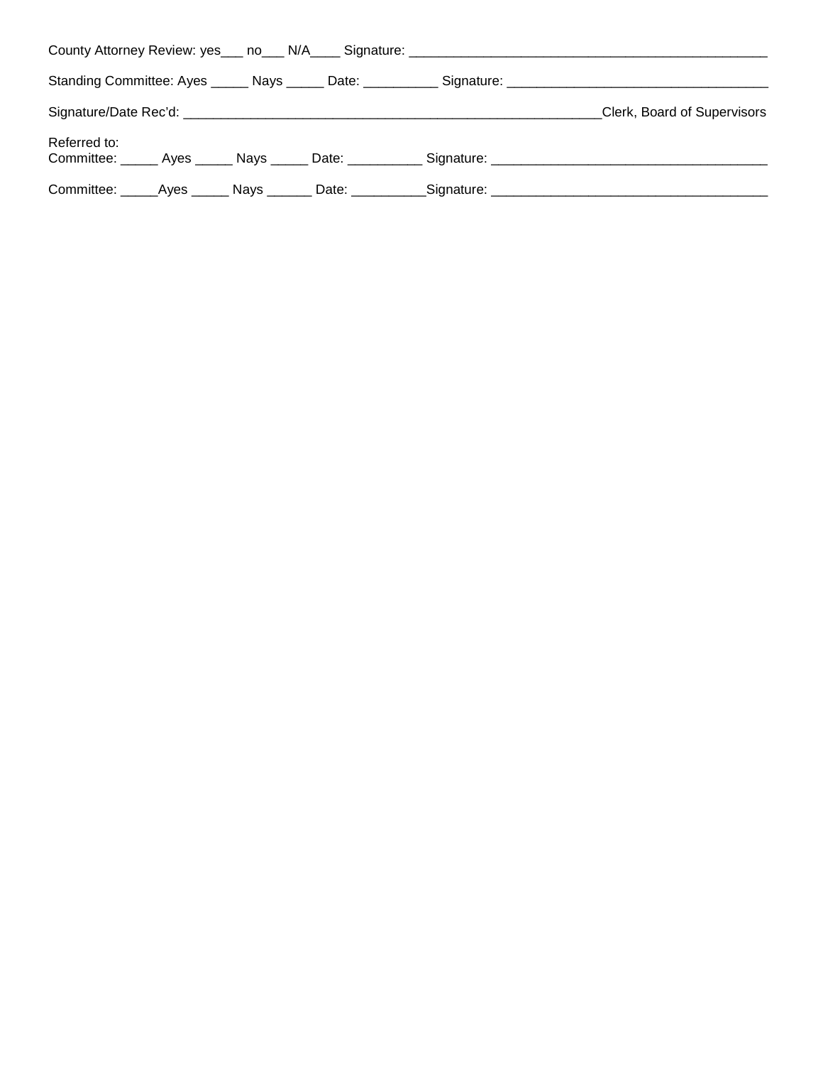County Attorney Review: yes___ no___ N/A____ Signature: ________________________________________________

Standing Committee: Ayes _____ Nays _____ Date: __________ Signature: ___________________________________

Signature/Date Rec'd: ________________________________________________________Clerk, Board of Supervisors

Referred to:
Committee: _____ Ayes _____ Nays _____ Date: __________ Signature: _____________________________________

Committee: _____Ayes _____ Nays ______ Date: __________Signature: _____________________________________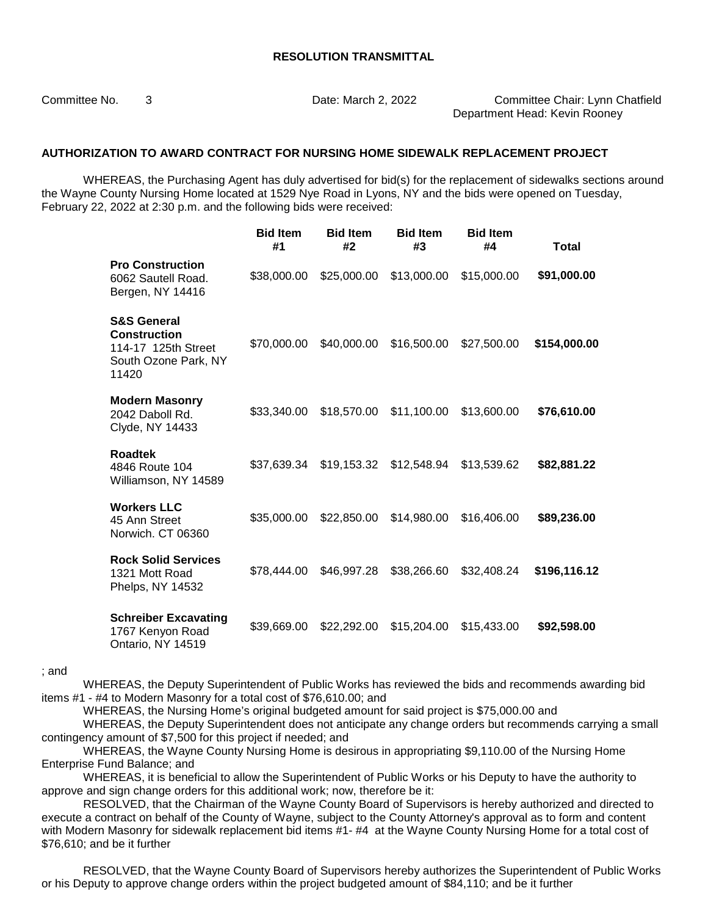**RESOLUTION TRANSMITTAL**

Committee No. 3 Date: March 2, 2022 Committee Chair: Lynn Chatfield
Department Head: Kevin Rooney

**AUTHORIZATION TO AWARD CONTRACT FOR NURSING HOME SIDEWALK REPLACEMENT PROJECT**

WHEREAS, the Purchasing Agent has duly advertised for bid(s) for the replacement of sidewalks sections around the Wayne County Nursing Home located at 1529 Nye Road in Lyons, NY and the bids were opened on Tuesday, February 22, 2022 at 2:30 p.m. and the following bids were received:

| | Bid Item #1 | Bid Item #2 | Bid Item #3 | Bid Item #4 | Total |
|---|---|---|---|---|---|
| **Pro Construction** 6062 Sautell Road. Bergen, NY 14416 | $38,000.00 | $25,000.00 | $13,000.00 | $15,000.00 | **$91,000.00** |
| **S&S General Construction** 114-17 125th Street South Ozone Park, NY 11420 | $70,000.00 | $40,000.00 | $16,500.00 | $27,500.00 | **$154,000.00** |
| **Modern Masonry** 2042 Daboll Rd. Clyde, NY 14433 | $33,340.00 | $18,570.00 | $11,100.00 | $13,600.00 | **$76,610.00** |
| **Roadtek** 4846 Route 104 Williamson, NY 14589 | $37,639.34 | $19,153.32 | $12,548.94 | $13,539.62 | **$82,881.22** |
| **Workers LLC** 45 Ann Street Norwich. CT 06360 | $35,000.00 | $22,850.00 | $14,980.00 | $16,406.00 | **$89,236.00** |
| **Rock Solid Services** 1321 Mott Road Phelps, NY 14532 | $78,444.00 | $46,997.28 | $38,266.60 | $32,408.24 | **$196,116.12** |
| **Schreiber Excavating** 1767 Kenyon Road Ontario, NY 14519 | $39,669.00 | $22,292.00 | $15,204.00 | $15,433.00 | **$92,598.00** |

; and

WHEREAS, the Deputy Superintendent of Public Works has reviewed the bids and recommends awarding bid items #1 - #4 to Modern Masonry for a total cost of $76,610.00; and

WHEREAS, the Nursing Home's original budgeted amount for said project is $75,000.00 and

WHEREAS, the Deputy Superintendent does not anticipate any change orders but recommends carrying a small contingency amount of $7,500 for this project if needed; and

WHEREAS, the Wayne County Nursing Home is desirous in appropriating $9,110.00 of the Nursing Home Enterprise Fund Balance; and

WHEREAS, it is beneficial to allow the Superintendent of Public Works or his Deputy to have the authority to approve and sign change orders for this additional work; now, therefore be it:

RESOLVED, that the Chairman of the Wayne County Board of Supervisors is hereby authorized and directed to execute a contract on behalf of the County of Wayne, subject to the County Attorney's approval as to form and content with Modern Masonry for sidewalk replacement bid items #1- #4 at the Wayne County Nursing Home for a total cost of $76,610; and be it further

RESOLVED, that the Wayne County Board of Supervisors hereby authorizes the Superintendent of Public Works or his Deputy to approve change orders within the project budgeted amount of $84,110; and be it further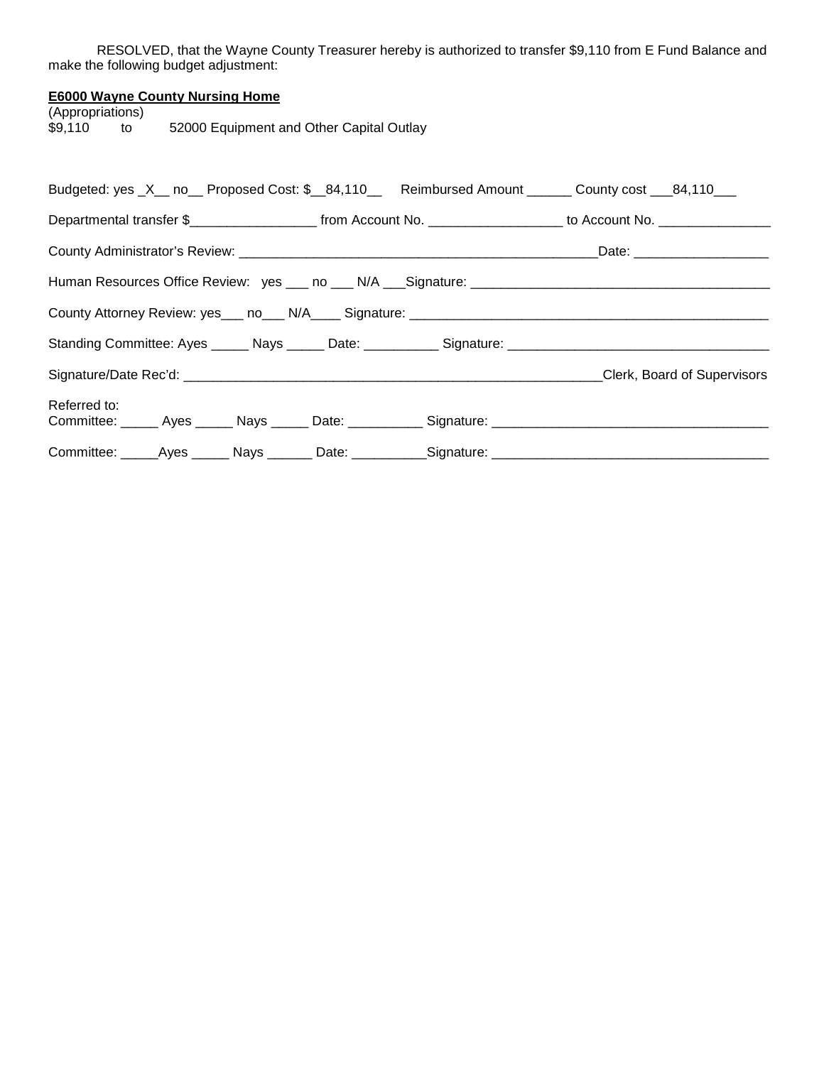RESOLVED, that the Wayne County Treasurer hereby is authorized to transfer $9,110 from E Fund Balance and make the following budget adjustment:

**E6000 Wayne County Nursing Home**

(Appropriations)
$9,110 to 52000 Equipment and Other Capital Outlay

Budgeted: yes _X__ no__ Proposed Cost: $__84,110__ Reimbursed Amount ______ County cost ___84,110___

Departmental transfer $_________________ from Account No. _________________ to Account No. _______________

County Administrator's Review: _________________________________________________Date: __________________

Human Resources Office Review: yes ___ no ___ N/A ___Signature: ________________________________________

County Attorney Review: yes___ no___ N/A____ Signature: ________________________________________________

Standing Committee: Ayes _____ Nays _____ Date: __________ Signature: ___________________________________

Signature/Date Rec'd: _________________________________________________________Clerk, Board of Supervisors

Referred to:
Committee: _____ Ayes _____ Nays _____ Date: __________ Signature: ____________________________________

Committee: _____Ayes _____ Nays ______ Date: __________Signature: ____________________________________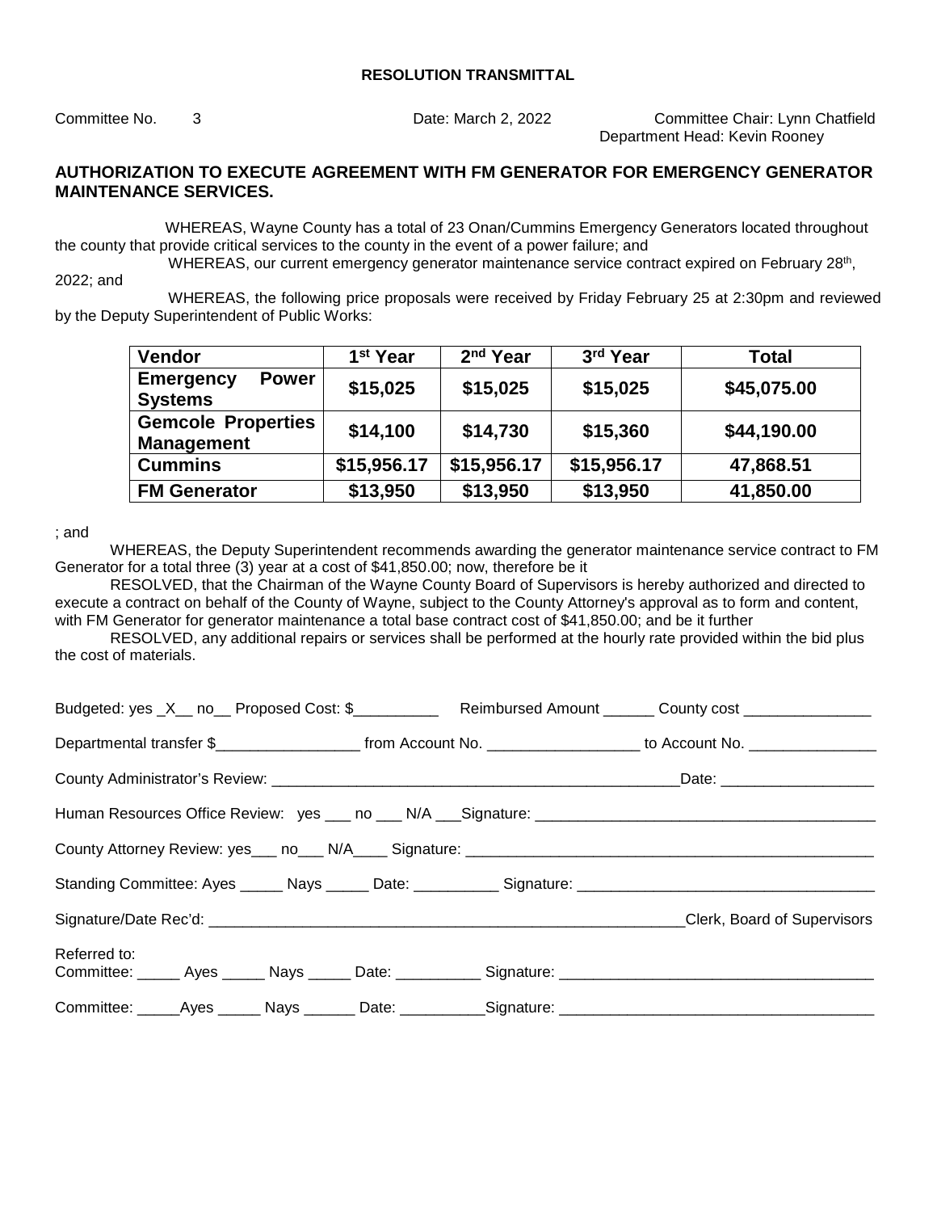**RESOLUTION TRANSMITTAL**

Committee No. 3 Date: March 2, 2022 Committee Chair: Lynn Chatfield
Department Head: Kevin Rooney

## AUTHORIZATION TO EXECUTE AGREEMENT WITH FM GENERATOR FOR EMERGENCY GENERATOR MAINTENANCE SERVICES.

WHEREAS, Wayne County has a total of 23 Onan/Cummins Emergency Generators located throughout the county that provide critical services to the county in the event of a power failure; and

WHEREAS, our current emergency generator maintenance service contract expired on February 28th, 2022; and

WHEREAS, the following price proposals were received by Friday February 25 at 2:30pm and reviewed by the Deputy Superintendent of Public Works:

| Vendor | 1st Year | 2nd Year | 3rd Year | Total |
|---|---|---|---|---|
| **Emergency Power Systems** | **$15,025** | **$15,025** | **$15,025** | **$45,075.00** |
| **Gemcole Properties Management** | **$14,100** | **$14,730** | **$15,360** | **$44,190.00** |
| **Cummins** | **$15,956.17** | **$15,956.17** | **$15,956.17** | **47,868.51** |
| **FM Generator** | **$13,950** | **$13,950** | **$13,950** | **41,850.00** |

; and

WHEREAS, the Deputy Superintendent recommends awarding the generator maintenance service contract to FM Generator for a total three (3) year at a cost of $41,850.00; now, therefore be it

RESOLVED, that the Chairman of the Wayne County Board of Supervisors is hereby authorized and directed to execute a contract on behalf of the County of Wayne, subject to the County Attorney's approval as to form and content, with FM Generator for generator maintenance a total base contract cost of $41,850.00; and be it further

RESOLVED, any additional repairs or services shall be performed at the hourly rate provided within the bid plus the cost of materials.

Budgeted: yes _X__ no__ Proposed Cost: $__________ Reimbursed Amount ______ County cost _______________

Departmental transfer $_________________ from Account No. __________________ to Account No. _______________

County Administrator's Review: __________________________________________________Date: __________________

Human Resources Office Review: yes ___ no ___ N/A ___Signature: ________________________________________

County Attorney Review: yes___ no___ N/A____ Signature: _________________________________________________

Standing Committee: Ayes _____ Nays _____ Date: __________ Signature: ___________________________________

Signature/Date Rec'd: __________________________________________________________Clerk, Board of Supervisors

Referred to:
Committee: _____ Ayes _____ Nays _____ Date: __________ Signature: _____________________________________

Committee: _____Ayes _____ Nays ______ Date: __________Signature: _____________________________________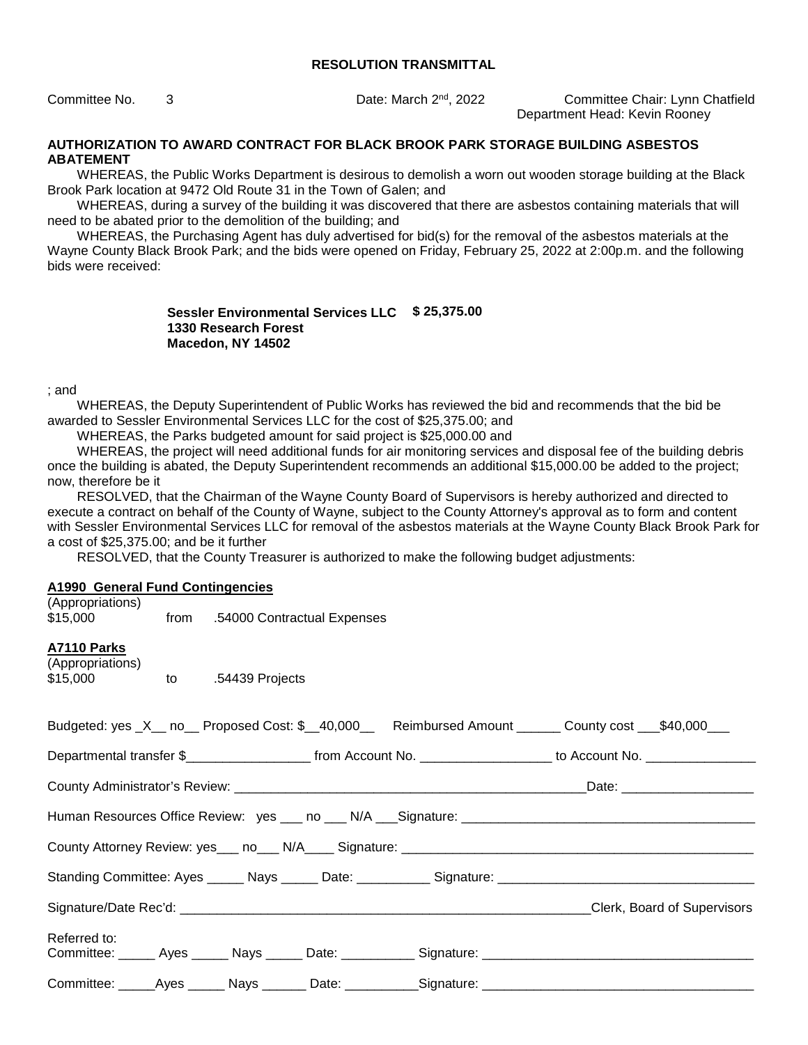**RESOLUTION TRANSMITTAL**

Committee No. 3 Date: March 2nd, 2022 Committee Chair: Lynn Chatfield
Department Head: Kevin Rooney

**AUTHORIZATION TO AWARD CONTRACT FOR BLACK BROOK PARK STORAGE BUILDING ASBESTOS ABATEMENT**

WHEREAS, the Public Works Department is desirous to demolish a worn out wooden storage building at the Black Brook Park location at 9472 Old Route 31 in the Town of Galen; and

WHEREAS, during a survey of the building it was discovered that there are asbestos containing materials that will need to be abated prior to the demolition of the building; and

WHEREAS, the Purchasing Agent has duly advertised for bid(s) for the removal of the asbestos materials at the Wayne County Black Brook Park; and the bids were opened on Friday, February 25, 2022 at 2:00p.m. and the following bids were received:

**Sessler Environmental Services LLC** **$ 25,375.00**
**1330 Research Forest**
**Macedon, NY 14502**

; and

WHEREAS, the Deputy Superintendent of Public Works has reviewed the bid and recommends that the bid be awarded to Sessler Environmental Services LLC for the cost of $25,375.00; and

WHEREAS, the Parks budgeted amount for said project is $25,000.00 and

WHEREAS, the project will need additional funds for air monitoring services and disposal fee of the building debris once the building is abated, the Deputy Superintendent recommends an additional $15,000.00 be added to the project; now, therefore be it

RESOLVED, that the Chairman of the Wayne County Board of Supervisors is hereby authorized and directed to execute a contract on behalf of the County of Wayne, subject to the County Attorney's approval as to form and content with Sessler Environmental Services LLC for removal of the asbestos materials at the Wayne County Black Brook Park for a cost of $25,375.00; and be it further

RESOLVED, that the County Treasurer is authorized to make the following budget adjustments:

**A1990 General Fund Contingencies**
(Appropriations)
$15,000 from .54000 Contractual Expenses

**A7110 Parks**
(Appropriations)
$15,000 to .54439 Projects

Budgeted: yes _X__ no__ Proposed Cost: $__40,000__ Reimbursed Amount ______ County cost ___$40,000___

Departmental transfer $_________________ from Account No. _________________ to Account No. _______________

County Administrator's Review: _________________________________________________Date: _________________

Human Resources Office Review: yes ___ no ___ N/A ___Signature: ________________________________________

County Attorney Review: yes___ no___ N/A____ Signature: ________________________________________________

Standing Committee: Ayes _____ Nays _____ Date: __________ Signature: __________________________________

Signature/Date Rec'd: _________________________________________________________Clerk, Board of Supervisors

Referred to:
Committee: _____ Ayes _____ Nays _____ Date: __________ Signature: _____________________________________

Committee: _____Ayes _____ Nays ______ Date: __________Signature: _____________________________________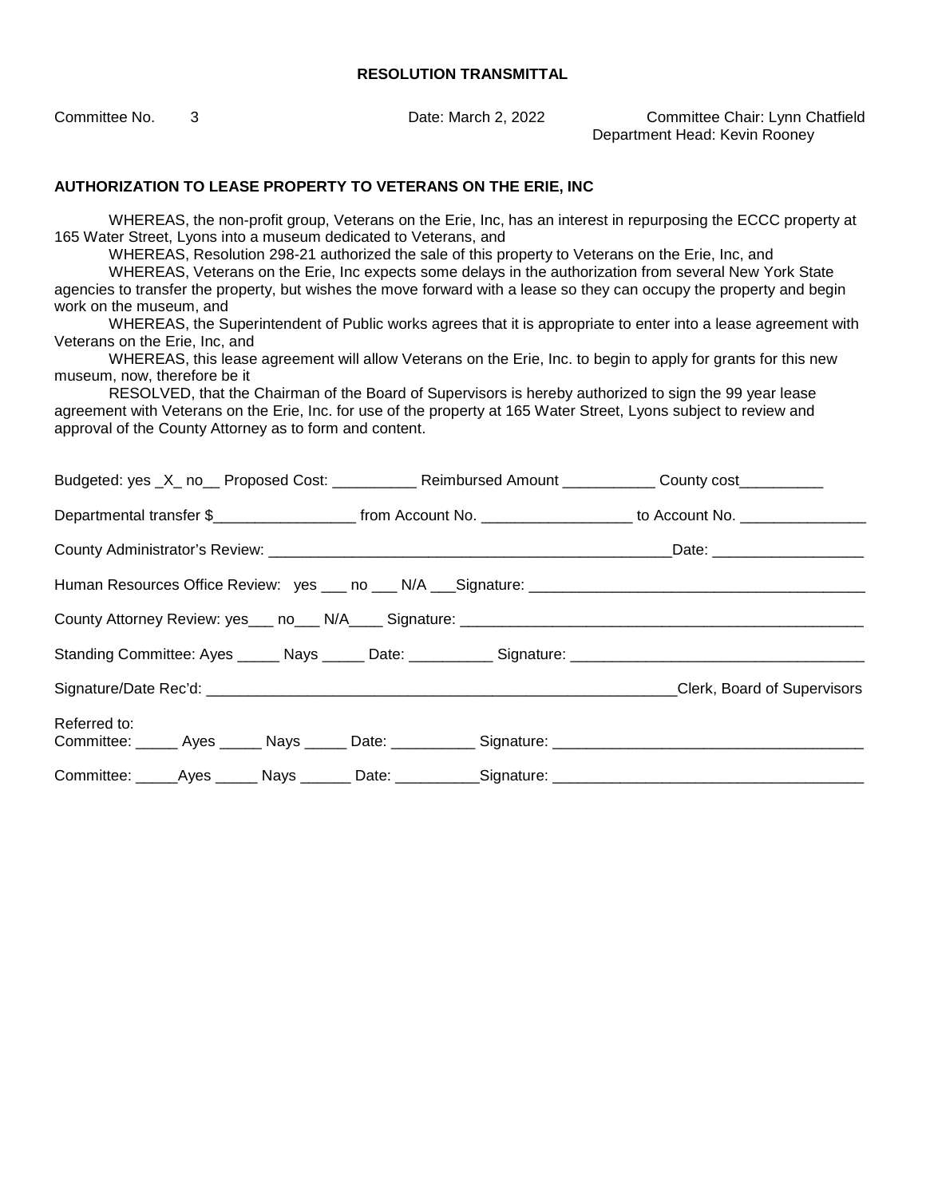**RESOLUTION TRANSMITTAL**

Committee No. 3 Date: March 2, 2022 Committee Chair: Lynn Chatfield
Department Head: Kevin Rooney

**AUTHORIZATION TO LEASE PROPERTY TO VETERANS ON THE ERIE, INC**

WHEREAS, the non-profit group, Veterans on the Erie, Inc, has an interest in repurposing the ECCC property at 165 Water Street, Lyons into a museum dedicated to Veterans, and

WHEREAS, Resolution 298-21 authorized the sale of this property to Veterans on the Erie, Inc, and

WHEREAS, Veterans on the Erie, Inc expects some delays in the authorization from several New York State agencies to transfer the property, but wishes the move forward with a lease so they can occupy the property and begin work on the museum, and

WHEREAS, the Superintendent of Public works agrees that it is appropriate to enter into a lease agreement with Veterans on the Erie, Inc, and

WHEREAS, this lease agreement will allow Veterans on the Erie, Inc. to begin to apply for grants for this new museum, now, therefore be it

RESOLVED, that the Chairman of the Board of Supervisors is hereby authorized to sign the 99 year lease agreement with Veterans on the Erie, Inc. for use of the property at 165 Water Street, Lyons subject to review and approval of the County Attorney as to form and content.

Budgeted: yes _X_ no__ Proposed Cost: __________ Reimbursed Amount ___________ County cost__________

Departmental transfer $_________________ from Account No. _________________ to Account No. _______________

County Administrator's Review: _________________________________________________Date: __________________

Human Resources Office Review: yes ___ no ___ N/A ___Signature: ________________________________________

County Attorney Review: yes___ no___ N/A____ Signature: _________________________________________________

Standing Committee: Ayes _____ Nays _____ Date: __________ Signature: ___________________________________

Signature/Date Rec'd: _________________________________________________________Clerk, Board of Supervisors

Referred to:
Committee: _____ Ayes _____ Nays _____ Date: __________ Signature: ____________________________________

Committee: _____Ayes _____ Nays ______ Date: __________Signature: ____________________________________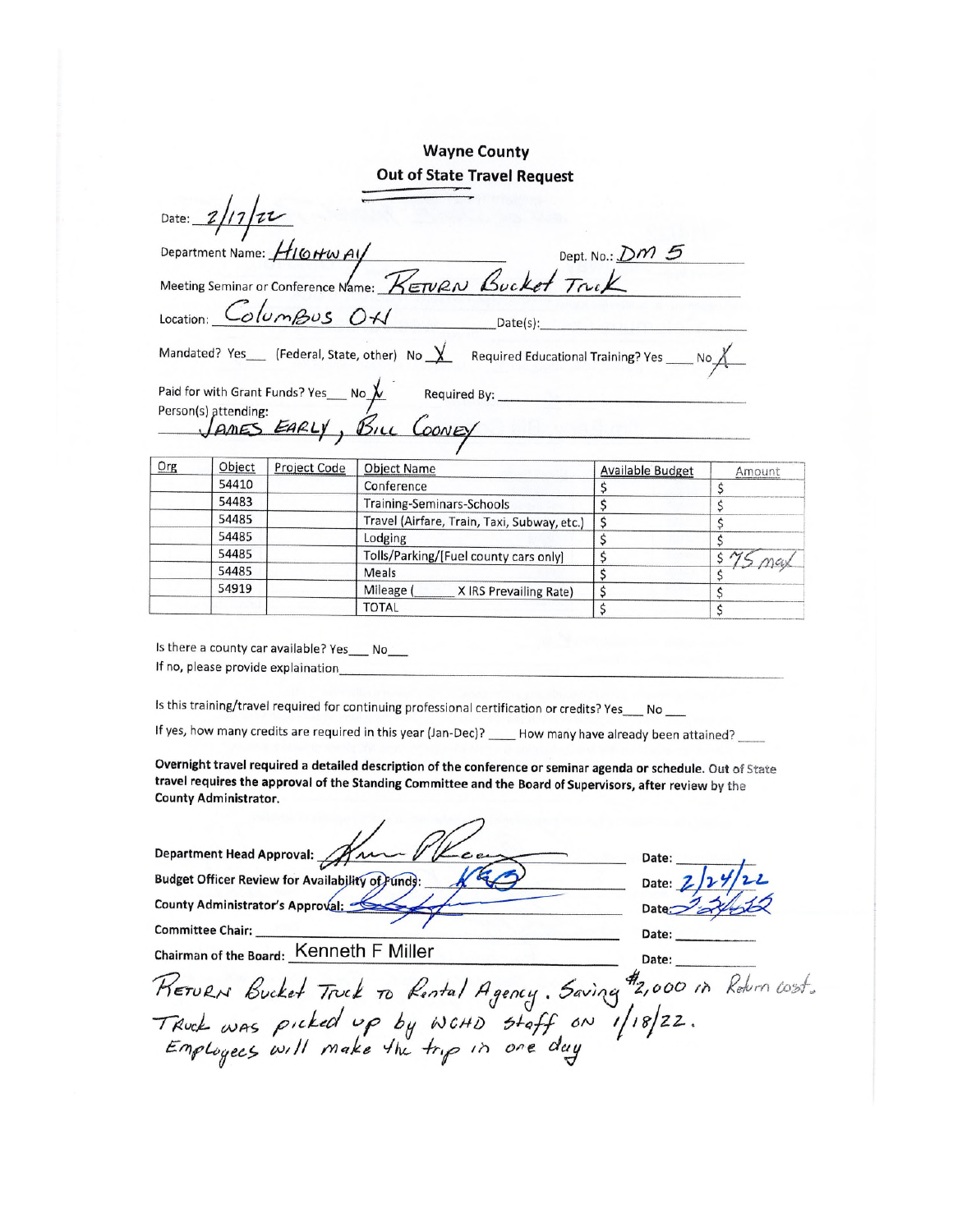# Wayne County

## Out of State Travel Request

Date: 2/17/22

Department Name: HIGHWAY Dept. No.: DM 5

Meeting Seminar or Conference Name: RETURN Bucket Truck

Location: Columbus OH Date(s):

Mandated? Yes___ (Federal, State, other) No X Required Educational Training? Yes ___ No X

Paid for with Grant Funds? Yes___ No X Required By:

Person(s) attending:
JAMES EARLY, BILL COONEY

| Org | Object | Project Code | Object Name | Available Budget | Amount |
|---|---|---|---|---|---|
| | 54410 | | Conference | $ | $ |
| | 54483 | | Training-Seminars-Schools | $ | $ |
| | 54485 | | Travel (Airfare, Train, Taxi, Subway, etc.) | $ | $ |
| | 54485 | | Lodging | $ | $ |
| | 54485 | | Tolls/Parking/[Fuel county cars only] | $ | $ 75 max |
| | 54485 | | Meals | $ | $ |
| | 54919 | | Mileage (_____ X IRS Prevailing Rate) | $ | $ |
| | | | TOTAL | $ | $ |

Is there a county car available? Yes___ No___

If no, please provide explaination

Is this training/travel required for continuing professional certification or credits? Yes___ No ___

If yes, how many credits are required in this year (Jan-Dec)? ____ How many have already been attained? ____

**Overnight travel required a detailed description of the conference or seminar agenda or schedule. Out of State travel requires the approval of the Standing Committee and the Board of Supervisors, after review by the County Administrator.**

**Department Head Approval:** [signature] Date:

**Budget Officer Review for Availability of Funds:** KEB Date: 2/24/22

**County Administrator's Approval:** [signature] Date: 2/24/22

**Committee Chair:** Date:

**Chairman of the Board:** Kenneth F Miller Date:

RETURN Bucket Truck to Rental Agency. Saving $2,000 in Return cost. Truck was picked up by WCHD staff on 1/18/22. Employees will make the trip in one day